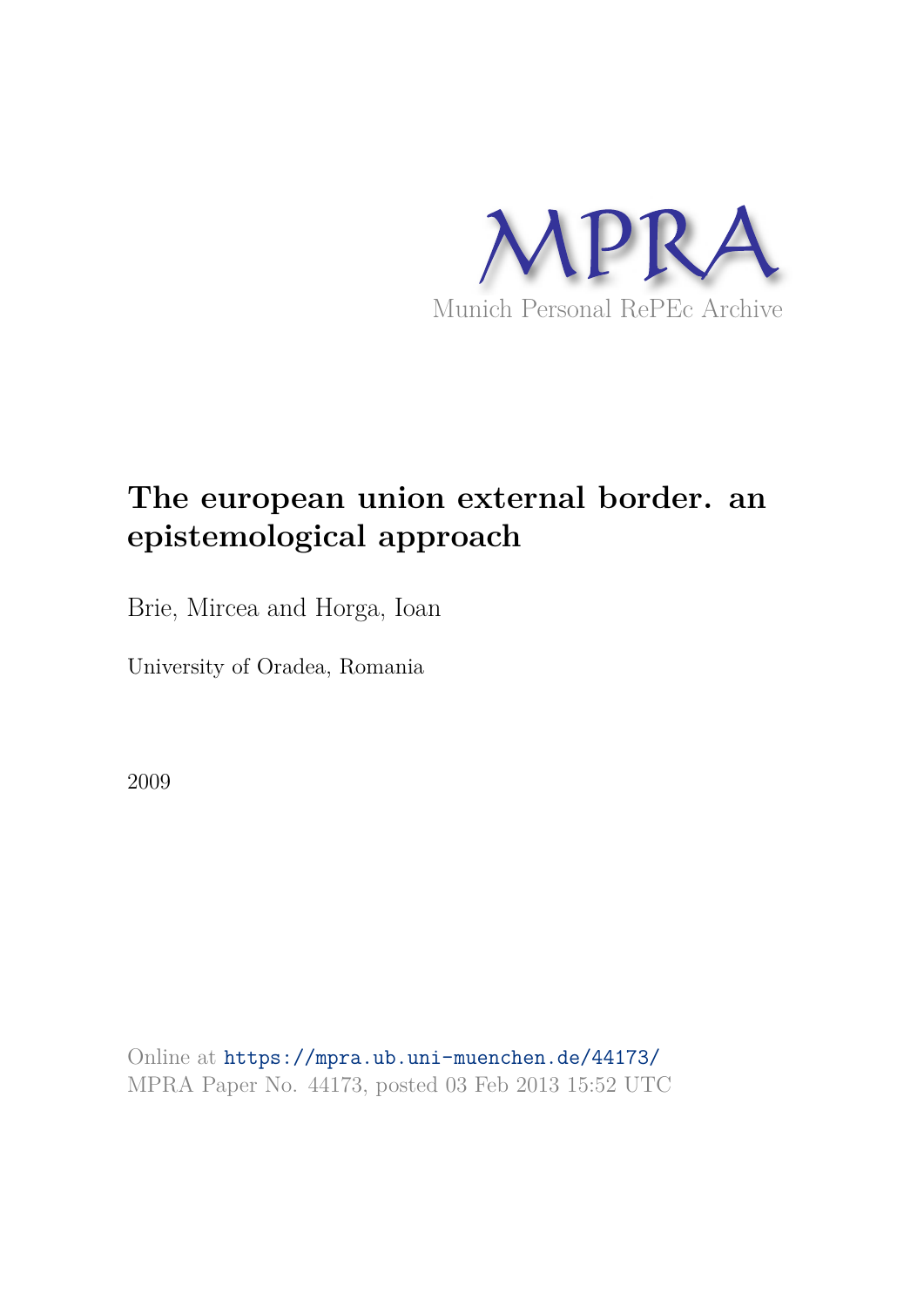MPRA

Munich Personal RePEc Archive

# The european union external border. an epistemological approach

Brie, Mircea and Horga, Ioan

University of Oradea, Romania

2009

Online at https://mpra.ub.uni-muenchen.de/44173/
MPRA Paper No. 44173, posted 03 Feb 2013 15:52 UTC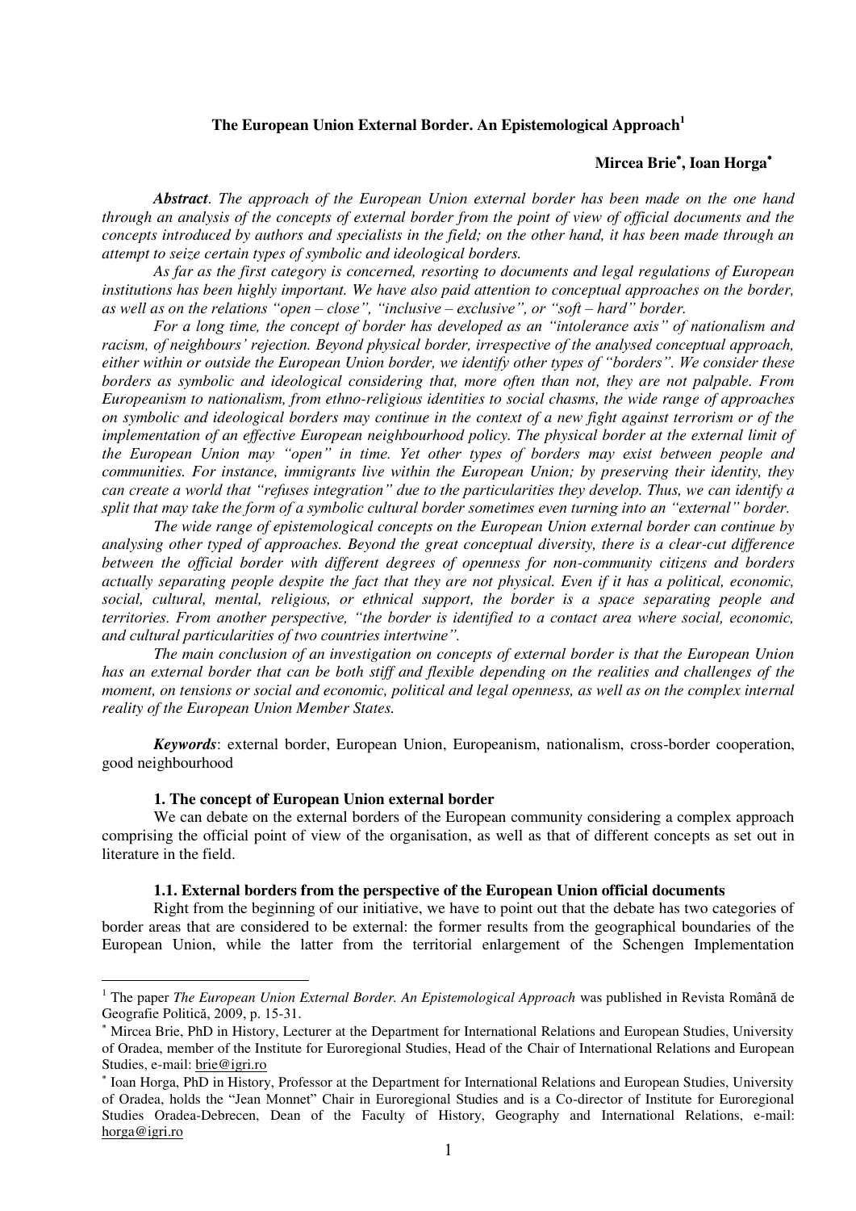### The European Union External Border. An Epistemological Approach[1]

**Mircea Brie[*], Ioan Horga[*]**

***Abstract***. *The approach of the European Union external border has been made on the one hand through an analysis of the concepts of external border from the point of view of official documents and the concepts introduced by authors and specialists in the field; on the other hand, it has been made through an attempt to seize certain types of symbolic and ideological borders.*

*As far as the first category is concerned, resorting to documents and legal regulations of European institutions has been highly important. We have also paid attention to conceptual approaches on the border, as well as on the relations "open – close", "inclusive – exclusive", or "soft – hard" border.*

*For a long time, the concept of border has developed as an "intolerance axis" of nationalism and racism, of neighbours' rejection. Beyond physical border, irrespective of the analysed conceptual approach, either within or outside the European Union border, we identify other types of "borders". We consider these borders as symbolic and ideological considering that, more often than not, they are not palpable. From Europeanism to nationalism, from ethno-religious identities to social chasms, the wide range of approaches on symbolic and ideological borders may continue in the context of a new fight against terrorism or of the implementation of an effective European neighbourhood policy. The physical border at the external limit of the European Union may "open" in time. Yet other types of borders may exist between people and communities. For instance, immigrants live within the European Union; by preserving their identity, they can create a world that "refuses integration" due to the particularities they develop. Thus, we can identify a split that may take the form of a symbolic cultural border sometimes even turning into an "external" border.*

*The wide range of epistemological concepts on the European Union external border can continue by analysing other typed of approaches. Beyond the great conceptual diversity, there is a clear-cut difference between the official border with different degrees of openness for non-community citizens and borders actually separating people despite the fact that they are not physical. Even if it has a political, economic, social, cultural, mental, religious, or ethnical support, the border is a space separating people and territories. From another perspective, "the border is identified to a contact area where social, economic, and cultural particularities of two countries intertwine".*

*The main conclusion of an investigation on concepts of external border is that the European Union has an external border that can be both stiff and flexible depending on the realities and challenges of the moment, on tensions or social and economic, political and legal openness, as well as on the complex internal reality of the European Union Member States.*

***Keywords***: external border, European Union, Europeanism, nationalism, cross-border cooperation, good neighbourhood

#### 1. The concept of European Union external border

We can debate on the external borders of the European community considering a complex approach comprising the official point of view of the organisation, as well as that of different concepts as set out in literature in the field.

#### 1.1. External borders from the perspective of the European Union official documents

Right from the beginning of our initiative, we have to point out that the debate has two categories of border areas that are considered to be external: the former results from the geographical boundaries of the European Union, while the latter from the territorial enlargement of the Schengen Implementation

---

[1] The paper *The European Union External Border. An Epistemological Approach* was published in Revista Română de Geografie Politică, 2009, p. 15-31.

[*] Mircea Brie, PhD in History, Lecturer at the Department for International Relations and European Studies, University of Oradea, member of the Institute for Euroregional Studies, Head of the Chair of International Relations and European Studies, e-mail: brie@igri.ro

[*] Ioan Horga, PhD in History, Professor at the Department for International Relations and European Studies, University of Oradea, holds the "Jean Monnet" Chair in Euroregional Studies and is a Co-director of Institute for Euroregional Studies Oradea-Debrecen, Dean of the Faculty of History, Geography and International Relations, e-mail: horga@igri.ro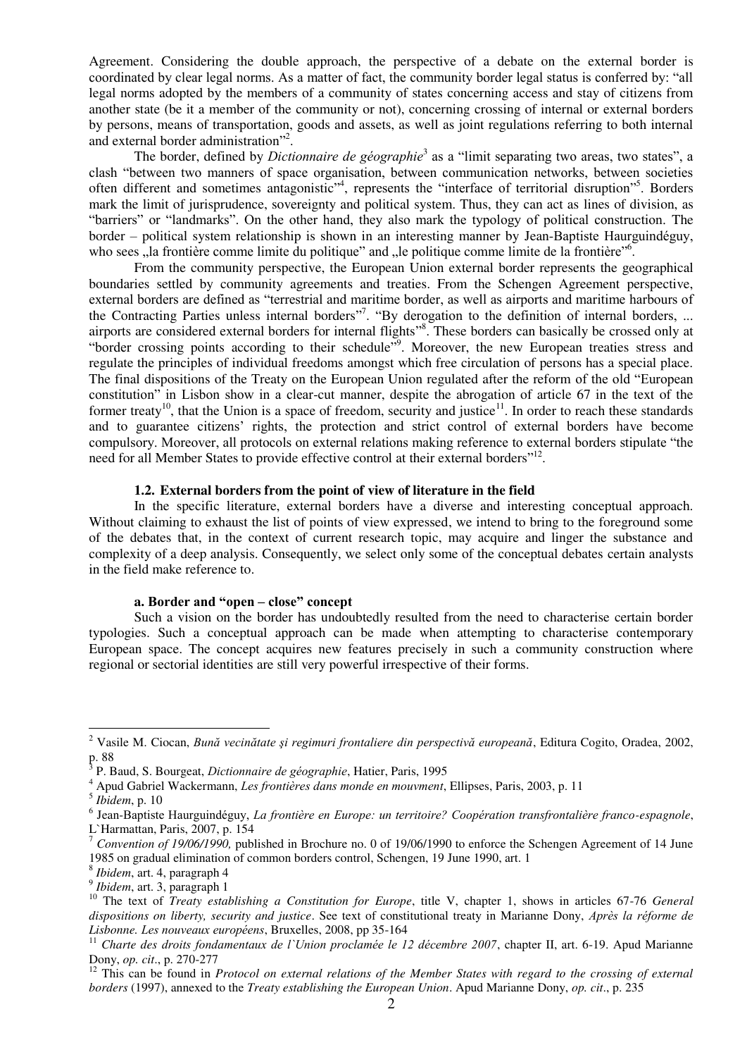Agreement. Considering the double approach, the perspective of a debate on the external border is coordinated by clear legal norms. As a matter of fact, the community border legal status is conferred by: "all legal norms adopted by the members of a community of states concerning access and stay of citizens from another state (be it a member of the community or not), concerning crossing of internal or external borders by persons, means of transportation, goods and assets, as well as joint regulations referring to both internal and external border administration"[2].

The border, defined by *Dictionnaire de géographie*[3] as a "limit separating two areas, two states", a clash "between two manners of space organisation, between communication networks, between societies often different and sometimes antagonistic"[4], represents the "interface of territorial disruption"[5]. Borders mark the limit of jurisprudence, sovereignty and political system. Thus, they can act as lines of division, as "barriers" or "landmarks". On the other hand, they also mark the typology of political construction. The border – political system relationship is shown in an interesting manner by Jean-Baptiste Haurguindéguy, who sees „la frontière comme limite du politique" and „le politique comme limite de la frontière"[6].

From the community perspective, the European Union external border represents the geographical boundaries settled by community agreements and treaties. From the Schengen Agreement perspective, external borders are defined as "terrestrial and maritime border, as well as airports and maritime harbours of the Contracting Parties unless internal borders"[7]. "By derogation to the definition of internal borders, ... airports are considered external borders for internal flights"[8]. These borders can basically be crossed only at "border crossing points according to their schedule"[9]. Moreover, the new European treaties stress and regulate the principles of individual freedoms amongst which free circulation of persons has a special place. The final dispositions of the Treaty on the European Union regulated after the reform of the old "European constitution" in Lisbon show in a clear-cut manner, despite the abrogation of article 67 in the text of the former treaty[10], that the Union is a space of freedom, security and justice[11]. In order to reach these standards and to guarantee citizens' rights, the protection and strict control of external borders have become compulsory. Moreover, all protocols on external relations making reference to external borders stipulate "the need for all Member States to provide effective control at their external borders"[12].

### 1.2. External borders from the point of view of literature in the field

In the specific literature, external borders have a diverse and interesting conceptual approach. Without claiming to exhaust the list of points of view expressed, we intend to bring to the foreground some of the debates that, in the context of current research topic, may acquire and linger the substance and complexity of a deep analysis. Consequently, we select only some of the conceptual debates certain analysts in the field make reference to.

#### a. Border and "open – close" concept

Such a vision on the border has undoubtedly resulted from the need to characterise certain border typologies. Such a conceptual approach can be made when attempting to characterise contemporary European space. The concept acquires new features precisely in such a community construction where regional or sectorial identities are still very powerful irrespective of their forms.

---

[2] Vasile M. Ciocan, *Bună vecinătate şi regimuri frontaliere din perspectivă europeană*, Editura Cogito, Oradea, 2002, p. 88

[3] P. Baud, S. Bourgeat, *Dictionnaire de géographie*, Hatier, Paris, 1995

[4] Apud Gabriel Wackermann, *Les frontières dans monde en mouvment*, Ellipses, Paris, 2003, p. 11

[5] *Ibidem*, p. 10

[6] Jean-Baptiste Haurguindéguy, *La frontière en Europe: un territoire? Coopération transfrontalière franco-espagnole*, L`Harmattan, Paris, 2007, p. 154

[7] *Convention of 19/06/1990,* published in Brochure no. 0 of 19/06/1990 to enforce the Schengen Agreement of 14 June 1985 on gradual elimination of common borders control, Schengen, 19 June 1990, art. 1

[8] *Ibidem*, art. 4, paragraph 4

[9] *Ibidem*, art. 3, paragraph 1

[10] The text of *Treaty establishing a Constitution for Europe*, title V, chapter 1, shows in articles 67-76 *General dispositions on liberty, security and justice*. See text of constitutional treaty in Marianne Dony, *Après la réforme de Lisbonne. Les nouveaux européens*, Bruxelles, 2008, pp 35-164

[11] *Charte des droits fondamentaux de l`Union proclamée le 12 décembre 2007*, chapter II, art. 6-19. Apud Marianne Dony, *op. cit*., p. 270-277

[12] This can be found in *Protocol on external relations of the Member States with regard to the crossing of external borders* (1997), annexed to the *Treaty establishing the European Union*. Apud Marianne Dony, *op. cit*., p. 235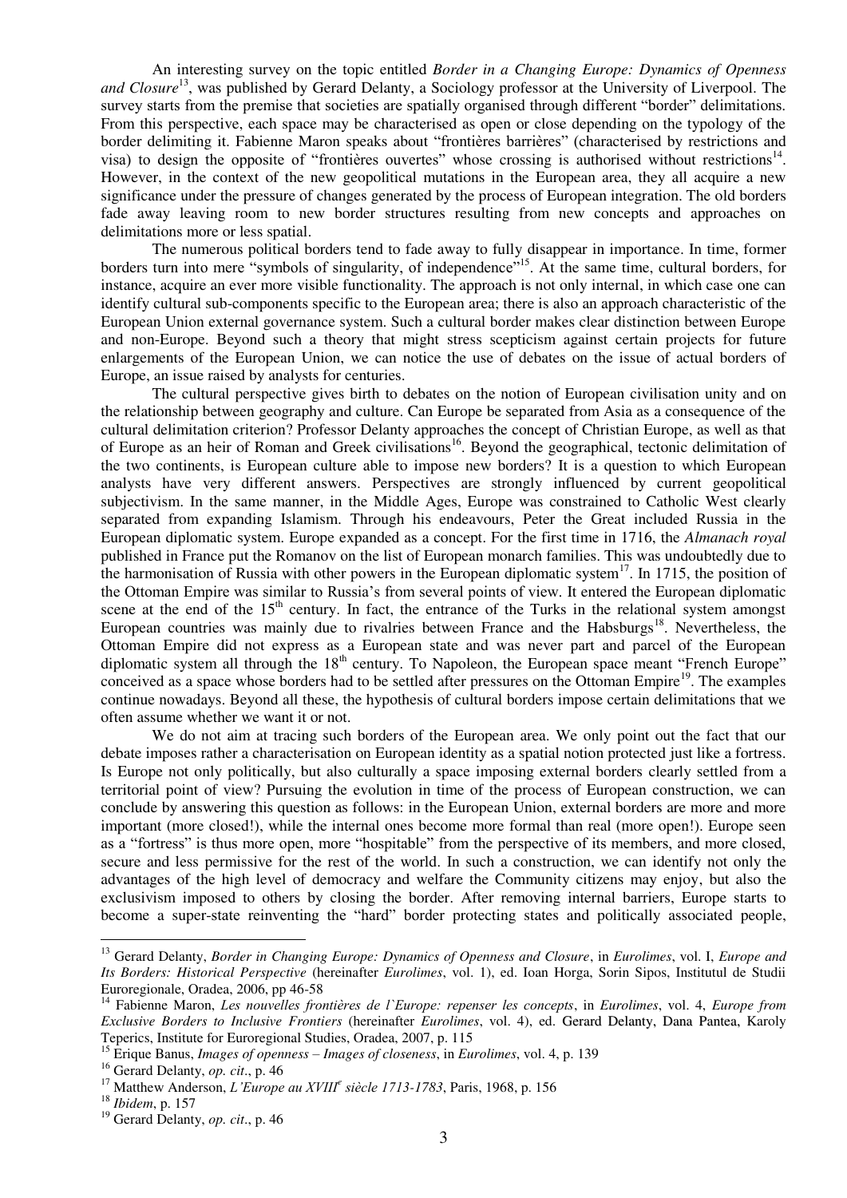An interesting survey on the topic entitled *Border in a Changing Europe: Dynamics of Openness and Closure*[13], was published by Gerard Delanty, a Sociology professor at the University of Liverpool. The survey starts from the premise that societies are spatially organised through different "border" delimitations. From this perspective, each space may be characterised as open or close depending on the typology of the border delimiting it. Fabienne Maron speaks about "frontières barrières" (characterised by restrictions and visa) to design the opposite of "frontières ouvertes" whose crossing is authorised without restrictions[14]. However, in the context of the new geopolitical mutations in the European area, they all acquire a new significance under the pressure of changes generated by the process of European integration. The old borders fade away leaving room to new border structures resulting from new concepts and approaches on delimitations more or less spatial.

The numerous political borders tend to fade away to fully disappear in importance. In time, former borders turn into mere "symbols of singularity, of independence"[15]. At the same time, cultural borders, for instance, acquire an ever more visible functionality. The approach is not only internal, in which case one can identify cultural sub-components specific to the European area; there is also an approach characteristic of the European Union external governance system. Such a cultural border makes clear distinction between Europe and non-Europe. Beyond such a theory that might stress scepticism against certain projects for future enlargements of the European Union, we can notice the use of debates on the issue of actual borders of Europe, an issue raised by analysts for centuries.

The cultural perspective gives birth to debates on the notion of European civilisation unity and on the relationship between geography and culture. Can Europe be separated from Asia as a consequence of the cultural delimitation criterion? Professor Delanty approaches the concept of Christian Europe, as well as that of Europe as an heir of Roman and Greek civilisations[16]. Beyond the geographical, tectonic delimitation of the two continents, is European culture able to impose new borders? It is a question to which European analysts have very different answers. Perspectives are strongly influenced by current geopolitical subjectivism. In the same manner, in the Middle Ages, Europe was constrained to Catholic West clearly separated from expanding Islamism. Through his endeavours, Peter the Great included Russia in the European diplomatic system. Europe expanded as a concept. For the first time in 1716, the *Almanach royal* published in France put the Romanov on the list of European monarch families. This was undoubtedly due to the harmonisation of Russia with other powers in the European diplomatic system[17]. In 1715, the position of the Ottoman Empire was similar to Russia's from several points of view. It entered the European diplomatic scene at the end of the 15th century. In fact, the entrance of the Turks in the relational system amongst European countries was mainly due to rivalries between France and the Habsburgs[18]. Nevertheless, the Ottoman Empire did not express as a European state and was never part and parcel of the European diplomatic system all through the 18th century. To Napoleon, the European space meant "French Europe" conceived as a space whose borders had to be settled after pressures on the Ottoman Empire[19]. The examples continue nowadays. Beyond all these, the hypothesis of cultural borders impose certain delimitations that we often assume whether we want it or not.

We do not aim at tracing such borders of the European area. We only point out the fact that our debate imposes rather a characterisation on European identity as a spatial notion protected just like a fortress. Is Europe not only politically, but also culturally a space imposing external borders clearly settled from a territorial point of view? Pursuing the evolution in time of the process of European construction, we can conclude by answering this question as follows: in the European Union, external borders are more and more important (more closed!), while the internal ones become more formal than real (more open!). Europe seen as a "fortress" is thus more open, more "hospitable" from the perspective of its members, and more closed, secure and less permissive for the rest of the world. In such a construction, we can identify not only the advantages of the high level of democracy and welfare the Community citizens may enjoy, but also the exclusivism imposed to others by closing the border. After removing internal barriers, Europe starts to become a super-state reinventing the "hard" border protecting states and politically associated people,

---

[13] Gerard Delanty, *Border in Changing Europe: Dynamics of Openness and Closure*, in *Eurolimes*, vol. I, *Europe and Its Borders: Historical Perspective* (hereinafter *Eurolimes*, vol. 1), ed. Ioan Horga, Sorin Sipos, Institutul de Studii Euroregionale, Oradea, 2006, pp 46-58

[14] Fabienne Maron, *Les nouvelles frontières de l`Europe: repenser les concepts*, in *Eurolimes*, vol. 4, *Europe from Exclusive Borders to Inclusive Frontiers* (hereinafter *Eurolimes*, vol. 4), ed. Gerard Delanty, Dana Pantea, Karoly Teperics, Institute for Euroregional Studies, Oradea, 2007, p. 115

[15] Erique Banus, *Images of openness – Images of closeness*, in *Eurolimes*, vol. 4, p. 139

[16] Gerard Delanty, *op. cit*., p. 46

[17] Matthew Anderson, *L'Europe au XVIII^e siècle 1713-1783*, Paris, 1968, p. 156

[18] *Ibidem*, p. 157

[19] Gerard Delanty, *op. cit*., p. 46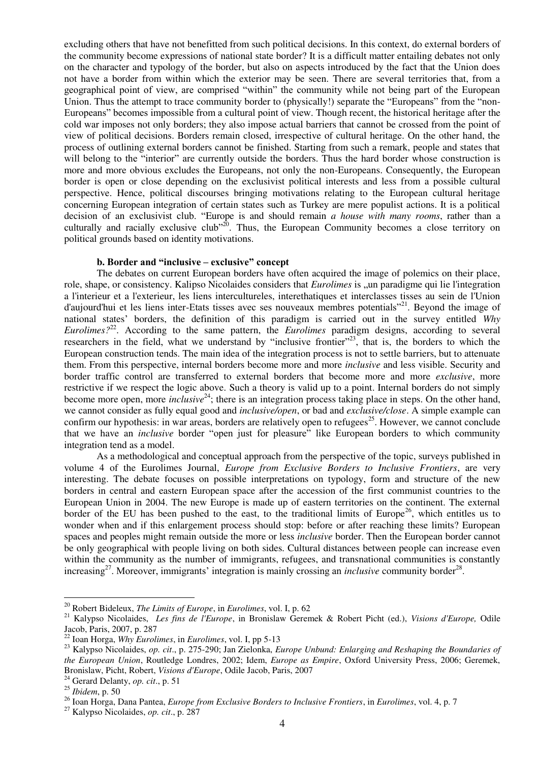excluding others that have not benefitted from such political decisions. In this context, do external borders of the community become expressions of national state border? It is a difficult matter entailing debates not only on the character and typology of the border, but also on aspects introduced by the fact that the Union does not have a border from within which the exterior may be seen. There are several territories that, from a geographical point of view, are comprised "within" the community while not being part of the European Union. Thus the attempt to trace community border to (physically!) separate the "Europeans" from the "non-Europeans" becomes impossible from a cultural point of view. Though recent, the historical heritage after the cold war imposes not only borders; they also impose actual barriers that cannot be crossed from the point of view of political decisions. Borders remain closed, irrespective of cultural heritage. On the other hand, the process of outlining external borders cannot be finished. Starting from such a remark, people and states that will belong to the "interior" are currently outside the borders. Thus the hard border whose construction is more and more obvious excludes the Europeans, not only the non-Europeans. Consequently, the European border is open or close depending on the exclusivist political interests and less from a possible cultural perspective. Hence, political discourses bringing motivations relating to the European cultural heritage concerning European integration of certain states such as Turkey are mere populist actions. It is a political decision of an exclusivist club. "Europe is and should remain *a house with many rooms*, rather than a culturally and racially exclusive club"[20]. Thus, the European Community becomes a close territory on political grounds based on identity motivations.

### b. Border and "inclusive – exclusive" concept

The debates on current European borders have often acquired the image of polemics on their place, role, shape, or consistency. Kalipso Nicolaides considers that *Eurolimes* is „un paradigme qui lie l'integration a l'interieur et a l'exterieur, les liens intercultureles, interethatiques et interclasses tisses au sein de l'Union d'aujourd'hui et les liens inter-Etats tisses avec ses nouveaux membres potentials"[21]. Beyond the image of national states' borders, the definition of this paradigm is carried out in the survey entitled *Why Eurolimes?*[22]. According to the same pattern, the *Eurolimes* paradigm designs, according to several researchers in the field, what we understand by "inclusive frontier"[23], that is, the borders to which the European construction tends. The main idea of the integration process is not to settle barriers, but to attenuate them. From this perspective, internal borders become more and more *inclusive* and less visible. Security and border traffic control are transferred to external borders that become more and more *exclusive*, more restrictive if we respect the logic above. Such a theory is valid up to a point. Internal borders do not simply become more open, more *inclusive*[24]; there is an integration process taking place in steps. On the other hand, we cannot consider as fully equal good and *inclusive/open*, or bad and *exclusive/close*. A simple example can confirm our hypothesis: in war areas, borders are relatively open to refugees[25]. However, we cannot conclude that we have an *inclusive* border "open just for pleasure" like European borders to which community integration tend as a model.

As a methodological and conceptual approach from the perspective of the topic, surveys published in volume 4 of the Eurolimes Journal, *Europe from Exclusive Borders to Inclusive Frontiers*, are very interesting. The debate focuses on possible interpretations on typology, form and structure of the new borders in central and eastern European space after the accession of the first communist countries to the European Union in 2004. The new Europe is made up of eastern territories on the continent. The external border of the EU has been pushed to the east, to the traditional limits of Europe[26], which entitles us to wonder when and if this enlargement process should stop: before or after reaching these limits? European spaces and peoples might remain outside the more or less *inclusive* border. Then the European border cannot be only geographical with people living on both sides. Cultural distances between people can increase even within the community as the number of immigrants, refugees, and transnational communities is constantly increasing[27]. Moreover, immigrants' integration is mainly crossing an *inclusive* community border[28].

---

[20] Robert Bideleux, *The Limits of Europe*, in *Eurolimes*, vol. I, p. 62

[21] Kalypso Nicolaides, *Les fins de l'Europe*, in Bronislaw Geremek & Robert Picht (ed.), *Visions d'Europe,* Odile Jacob, Paris, 2007, p. 287

[22] Ioan Horga, *Why Eurolimes*, in *Eurolimes*, vol. I, pp 5-13

[23] Kalypso Nicolaides, *op. cit*., p. 275-290; Jan Zielonka, *Europe Unbund: Enlarging and Reshaping the Boundaries of the European Union*, Routledge Londres, 2002; Idem, *Europe as Empire*, Oxford University Press, 2006; Geremek, Bronislaw, Picht, Robert, *Visions d'Europe*, Odile Jacob, Paris, 2007

[24] Gerard Delanty, *op. cit*., p. 51

[25] *Ibidem*, p. 50

[26] Ioan Horga, Dana Pantea, *Europe from Exclusive Borders to Inclusive Frontiers*, in *Eurolimes*, vol. 4, p. 7

[27] Kalypso Nicolaides, *op. cit*., p. 287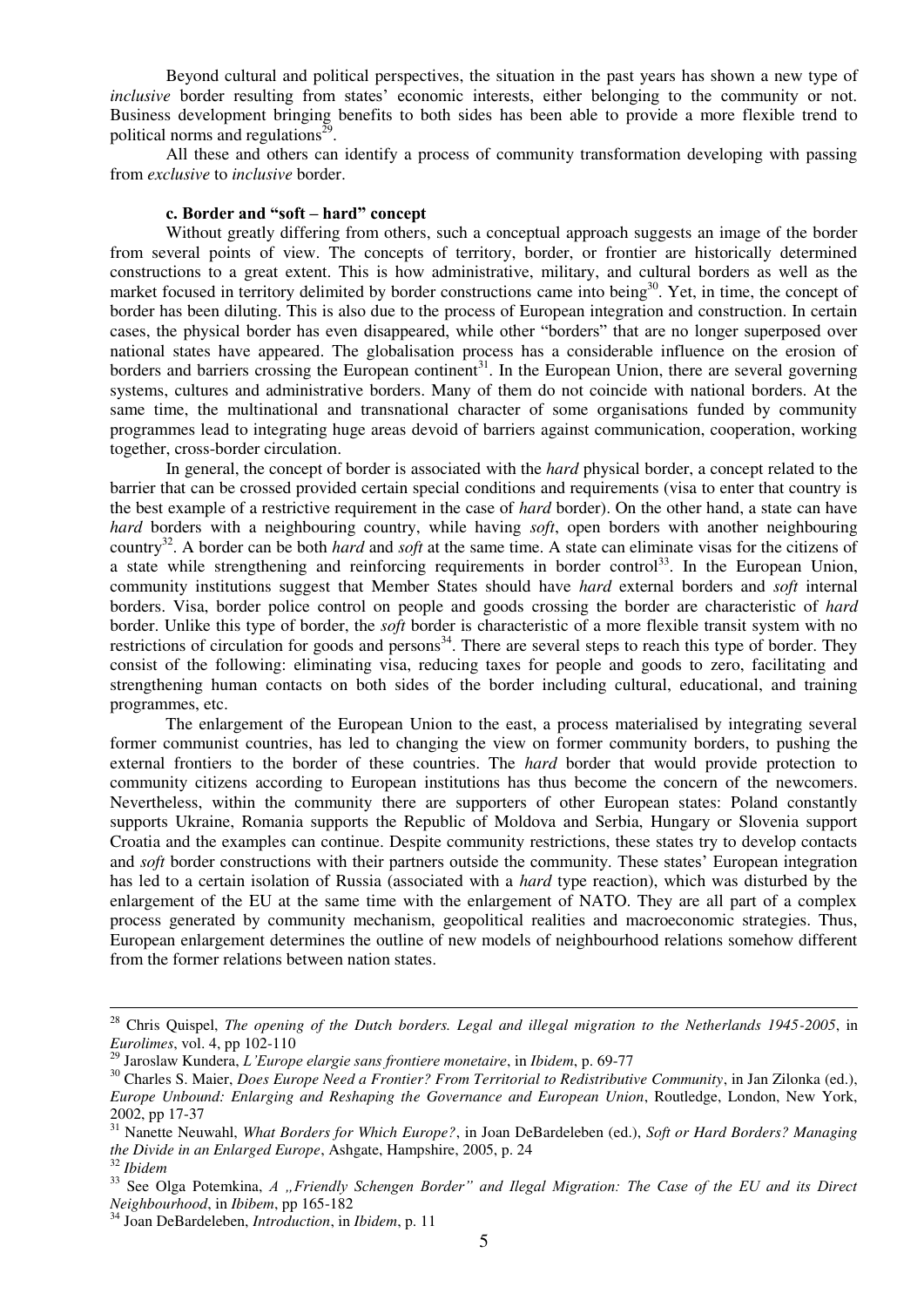Beyond cultural and political perspectives, the situation in the past years has shown a new type of *inclusive* border resulting from states' economic interests, either belonging to the community or not. Business development bringing benefits to both sides has been able to provide a more flexible trend to political norms and regulations[29].

All these and others can identify a process of community transformation developing with passing from *exclusive* to *inclusive* border.

#### c. Border and "soft – hard" concept

Without greatly differing from others, such a conceptual approach suggests an image of the border from several points of view. The concepts of territory, border, or frontier are historically determined constructions to a great extent. This is how administrative, military, and cultural borders as well as the market focused in territory delimited by border constructions came into being[30]. Yet, in time, the concept of border has been diluting. This is also due to the process of European integration and construction. In certain cases, the physical border has even disappeared, while other "borders" that are no longer superposed over national states have appeared. The globalisation process has a considerable influence on the erosion of borders and barriers crossing the European continent[31]. In the European Union, there are several governing systems, cultures and administrative borders. Many of them do not coincide with national borders. At the same time, the multinational and transnational character of some organisations funded by community programmes lead to integrating huge areas devoid of barriers against communication, cooperation, working together, cross-border circulation.

In general, the concept of border is associated with the *hard* physical border, a concept related to the barrier that can be crossed provided certain special conditions and requirements (visa to enter that country is the best example of a restrictive requirement in the case of *hard* border). On the other hand, a state can have *hard* borders with a neighbouring country, while having *soft*, open borders with another neighbouring country[32]. A border can be both *hard* and *soft* at the same time. A state can eliminate visas for the citizens of a state while strengthening and reinforcing requirements in border control[33]. In the European Union, community institutions suggest that Member States should have *hard* external borders and *soft* internal borders. Visa, border police control on people and goods crossing the border are characteristic of *hard* border. Unlike this type of border, the *soft* border is characteristic of a more flexible transit system with no restrictions of circulation for goods and persons[34]. There are several steps to reach this type of border. They consist of the following: eliminating visa, reducing taxes for people and goods to zero, facilitating and strengthening human contacts on both sides of the border including cultural, educational, and training programmes, etc.

The enlargement of the European Union to the east, a process materialised by integrating several former communist countries, has led to changing the view on former community borders, to pushing the external frontiers to the border of these countries. The *hard* border that would provide protection to community citizens according to European institutions has thus become the concern of the newcomers. Nevertheless, within the community there are supporters of other European states: Poland constantly supports Ukraine, Romania supports the Republic of Moldova and Serbia, Hungary or Slovenia support Croatia and the examples can continue. Despite community restrictions, these states try to develop contacts and *soft* border constructions with their partners outside the community. These states' European integration has led to a certain isolation of Russia (associated with a *hard* type reaction), which was disturbed by the enlargement of the EU at the same time with the enlargement of NATO. They are all part of a complex process generated by community mechanism, geopolitical realities and macroeconomic strategies. Thus, European enlargement determines the outline of new models of neighbourhood relations somehow different from the former relations between nation states.

---

[28] Chris Quispel, *The opening of the Dutch borders. Legal and illegal migration to the Netherlands 1945-2005*, in *Eurolimes*, vol. 4, pp 102-110

[29] Jaroslaw Kundera, *L'Europe elargie sans frontiere monetaire*, in *Ibidem*, p. 69-77

[30] Charles S. Maier, *Does Europe Need a Frontier? From Territorial to Redistributive Community*, in Jan Zilonka (ed.), *Europe Unbound: Enlarging and Reshaping the Governance and European Union*, Routledge, London, New York, 2002, pp 17-37

[31] Nanette Neuwahl, *What Borders for Which Europe?*, in Joan DeBardeleben (ed.), *Soft or Hard Borders? Managing the Divide in an Enlarged Europe*, Ashgate, Hampshire, 2005, p. 24

[32] *Ibidem*

[33] See Olga Potemkina, *A „Friendly Schengen Border" and Ilegal Migration: The Case of the EU and its Direct Neighbourhood*, in *Ibibem*, pp 165-182

[34] Joan DeBardeleben, *Introduction*, in *Ibidem*, p. 11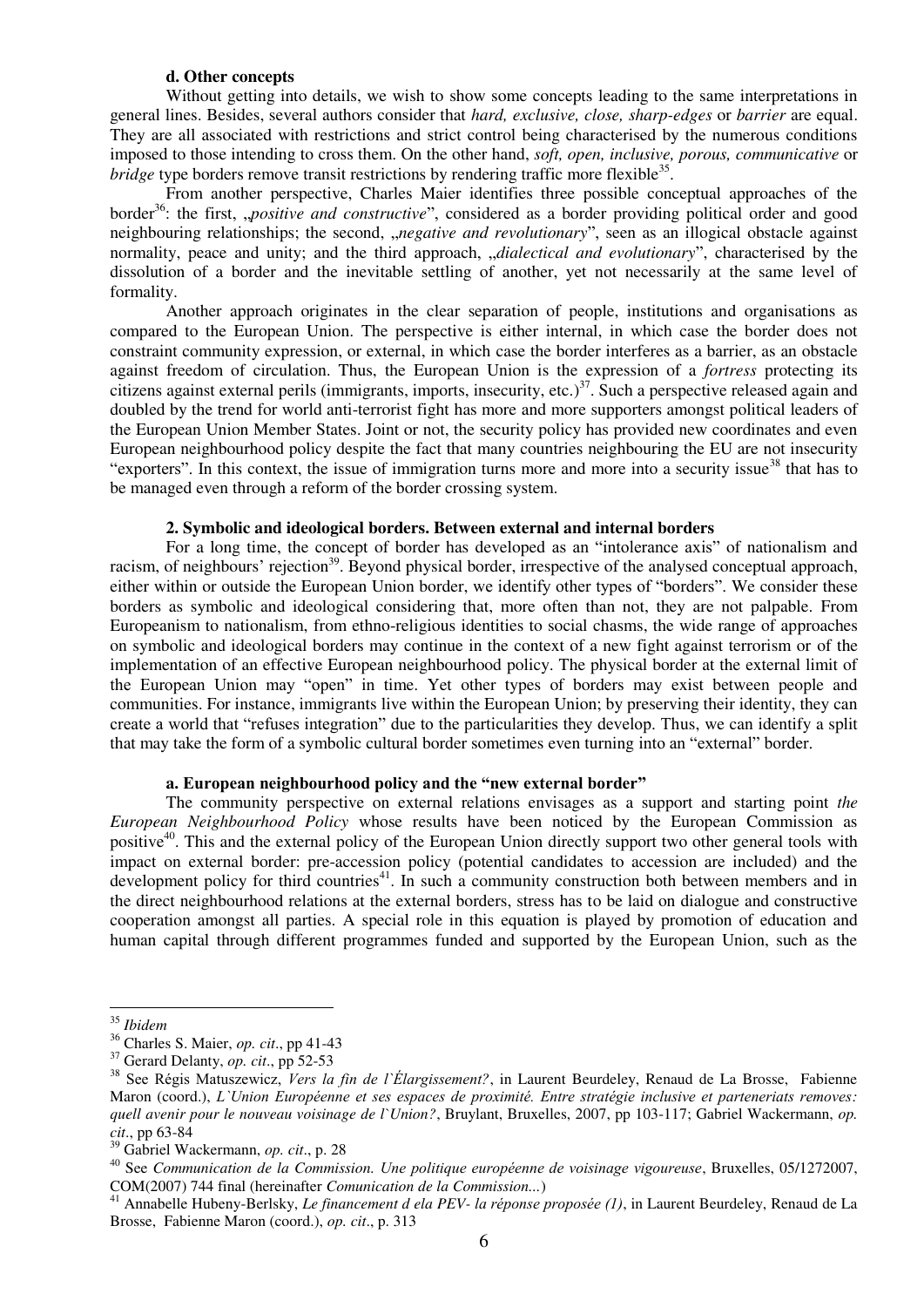#### d. Other concepts

Without getting into details, we wish to show some concepts leading to the same interpretations in general lines. Besides, several authors consider that *hard, exclusive, close, sharp-edges* or *barrier* are equal. They are all associated with restrictions and strict control being characterised by the numerous conditions imposed to those intending to cross them. On the other hand, *soft, open, inclusive, porous, communicative* or *bridge* type borders remove transit restrictions by rendering traffic more flexible[35].

From another perspective, Charles Maier identifies three possible conceptual approaches of the border[36]: the first, „*positive and constructive*", considered as a border providing political order and good neighbouring relationships; the second, „*negative and revolutionary*", seen as an illogical obstacle against normality, peace and unity; and the third approach, „*dialectical and evolutionary*", characterised by the dissolution of a border and the inevitable settling of another, yet not necessarily at the same level of formality.

Another approach originates in the clear separation of people, institutions and organisations as compared to the European Union. The perspective is either internal, in which case the border does not constraint community expression, or external, in which case the border interferes as a barrier, as an obstacle against freedom of circulation. Thus, the European Union is the expression of a *fortress* protecting its citizens against external perils (immigrants, imports, insecurity, etc.)[37]. Such a perspective released again and doubled by the trend for world anti-terrorist fight has more and more supporters amongst political leaders of the European Union Member States. Joint or not, the security policy has provided new coordinates and even European neighbourhood policy despite the fact that many countries neighbouring the EU are not insecurity "exporters". In this context, the issue of immigration turns more and more into a security issue[38] that has to be managed even through a reform of the border crossing system.

### 2. Symbolic and ideological borders. Between external and internal borders

For a long time, the concept of border has developed as an "intolerance axis" of nationalism and racism, of neighbours' rejection[39]. Beyond physical border, irrespective of the analysed conceptual approach, either within or outside the European Union border, we identify other types of "borders". We consider these borders as symbolic and ideological considering that, more often than not, they are not palpable. From Europeanism to nationalism, from ethno-religious identities to social chasms, the wide range of approaches on symbolic and ideological borders may continue in the context of a new fight against terrorism or of the implementation of an effective European neighbourhood policy. The physical border at the external limit of the European Union may "open" in time. Yet other types of borders may exist between people and communities. For instance, immigrants live within the European Union; by preserving their identity, they can create a world that "refuses integration" due to the particularities they develop. Thus, we can identify a split that may take the form of a symbolic cultural border sometimes even turning into an "external" border.

#### a. European neighbourhood policy and the "new external border"

The community perspective on external relations envisages as a support and starting point *the European Neighbourhood Policy* whose results have been noticed by the European Commission as positive[40]. This and the external policy of the European Union directly support two other general tools with impact on external border: pre-accession policy (potential candidates to accession are included) and the development policy for third countries[41]. In such a community construction both between members and in the direct neighbourhood relations at the external borders, stress has to be laid on dialogue and constructive cooperation amongst all parties. A special role in this equation is played by promotion of education and human capital through different programmes funded and supported by the European Union, such as the

---

[35] *Ibidem*

[36] Charles S. Maier, *op. cit*., pp 41-43

[37] Gerard Delanty, *op. cit*., pp 52-53

[38] See Régis Matuszewicz, *Vers la fin de l`Élargissement?*, in Laurent Beurdeley, Renaud de La Brosse, Fabienne Maron (coord.), *L`Union Européenne et ses espaces de proximité. Entre stratégie inclusive et parteneriats removes: quell avenir pour le nouveau voisinage de l`Union?*, Bruylant, Bruxelles, 2007, pp 103-117; Gabriel Wackermann, *op. cit*., pp 63-84

[39] Gabriel Wackermann, *op. cit*., p. 28

[40] See *Communication de la Commission. Une politique européenne de voisinage vigoureuse*, Bruxelles, 05/1272007, COM(2007) 744 final (hereinafter *Comunication de la Commission...*)

[41] Annabelle Hubeny-Berlsky, *Le financement d ela PEV- la réponse proposée (1)*, in Laurent Beurdeley, Renaud de La Brosse, Fabienne Maron (coord.), *op. cit*., p. 313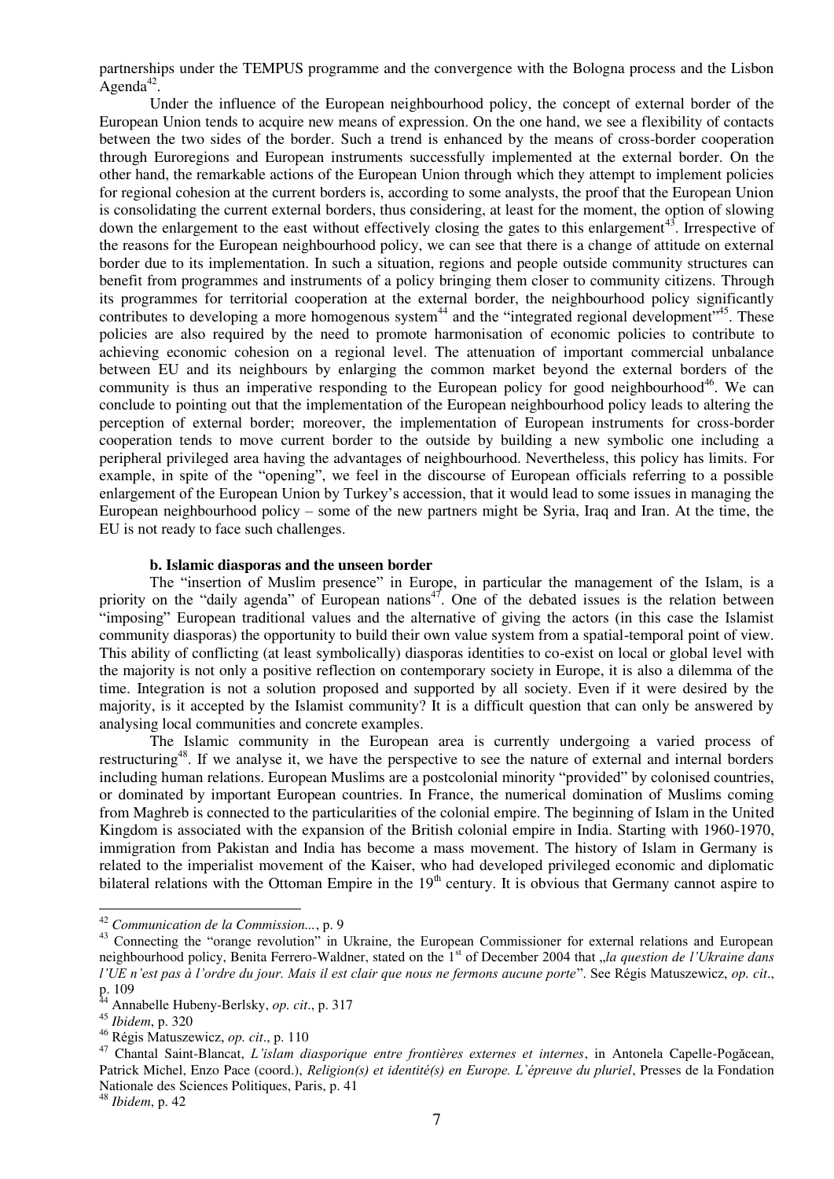partnerships under the TEMPUS programme and the convergence with the Bologna process and the Lisbon Agenda[42].

Under the influence of the European neighbourhood policy, the concept of external border of the European Union tends to acquire new means of expression. On the one hand, we see a flexibility of contacts between the two sides of the border. Such a trend is enhanced by the means of cross-border cooperation through Euroregions and European instruments successfully implemented at the external border. On the other hand, the remarkable actions of the European Union through which they attempt to implement policies for regional cohesion at the current borders is, according to some analysts, the proof that the European Union is consolidating the current external borders, thus considering, at least for the moment, the option of slowing down the enlargement to the east without effectively closing the gates to this enlargement[43]. Irrespective of the reasons for the European neighbourhood policy, we can see that there is a change of attitude on external border due to its implementation. In such a situation, regions and people outside community structures can benefit from programmes and instruments of a policy bringing them closer to community citizens. Through its programmes for territorial cooperation at the external border, the neighbourhood policy significantly contributes to developing a more homogenous system[44] and the "integrated regional development"[45]. These policies are also required by the need to promote harmonisation of economic policies to contribute to achieving economic cohesion on a regional level. The attenuation of important commercial unbalance between EU and its neighbours by enlarging the common market beyond the external borders of the community is thus an imperative responding to the European policy for good neighbourhood[46]. We can conclude to pointing out that the implementation of the European neighbourhood policy leads to altering the perception of external border; moreover, the implementation of European instruments for cross-border cooperation tends to move current border to the outside by building a new symbolic one including a peripheral privileged area having the advantages of neighbourhood. Nevertheless, this policy has limits. For example, in spite of the "opening", we feel in the discourse of European officials referring to a possible enlargement of the European Union by Turkey's accession, that it would lead to some issues in managing the European neighbourhood policy – some of the new partners might be Syria, Iraq and Iran. At the time, the EU is not ready to face such challenges.

**b. Islamic diasporas and the unseen border**

The "insertion of Muslim presence" in Europe, in particular the management of the Islam, is a priority on the "daily agenda" of European nations[47]. One of the debated issues is the relation between "imposing" European traditional values and the alternative of giving the actors (in this case the Islamist community diasporas) the opportunity to build their own value system from a spatial-temporal point of view. This ability of conflicting (at least symbolically) diasporas identities to co-exist on local or global level with the majority is not only a positive reflection on contemporary society in Europe, it is also a dilemma of the time. Integration is not a solution proposed and supported by all society. Even if it were desired by the majority, is it accepted by the Islamist community? It is a difficult question that can only be answered by analysing local communities and concrete examples.

The Islamic community in the European area is currently undergoing a varied process of restructuring[48]. If we analyse it, we have the perspective to see the nature of external and internal borders including human relations. European Muslims are a postcolonial minority "provided" by colonised countries, or dominated by important European countries. In France, the numerical domination of Muslims coming from Maghreb is connected to the particularities of the colonial empire. The beginning of Islam in the United Kingdom is associated with the expansion of the British colonial empire in India. Starting with 1960-1970, immigration from Pakistan and India has become a mass movement. The history of Islam in Germany is related to the imperialist movement of the Kaiser, who had developed privileged economic and diplomatic bilateral relations with the Ottoman Empire in the 19th century. It is obvious that Germany cannot aspire to

---

[42] *Communication de la Commission...*, p. 9

[43] Connecting the "orange revolution" in Ukraine, the European Commissioner for external relations and European neighbourhood policy, Benita Ferrero-Waldner, stated on the 1st of December 2004 that „*la question de l'Ukraine dans l'UE n'est pas à l'ordre du jour. Mais il est clair que nous ne fermons aucune porte*". See Régis Matuszewicz, *op. cit*., p. 109

[44] Annabelle Hubeny-Berlsky, *op. cit*., p. 317

[45] *Ibidem*, p. 320

[46] Régis Matuszewicz, *op. cit*., p. 110

[47] Chantal Saint-Blancat, *L'islam diasporique entre frontières externes et internes*, in Antonela Capelle-Pogăcean, Patrick Michel, Enzo Pace (coord.), *Religion(s) et identité(s) en Europe. L`épreuve du pluriel*, Presses de la Fondation Nationale des Sciences Politiques, Paris, p. 41

[48] *Ibidem*, p. 42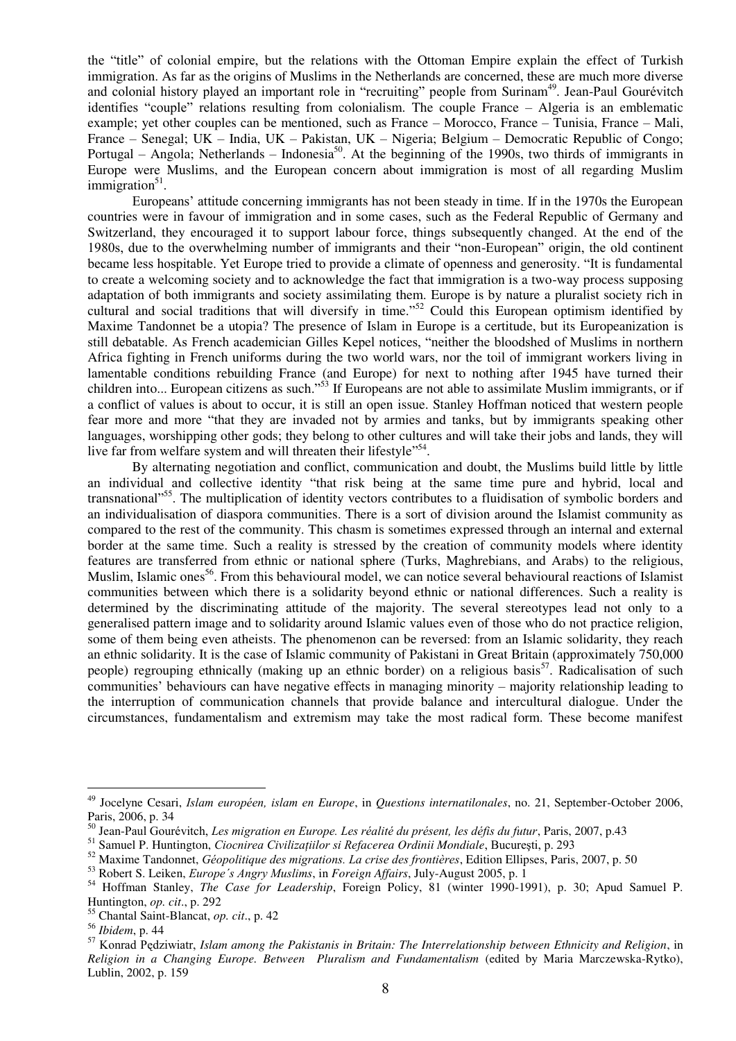the "title" of colonial empire, but the relations with the Ottoman Empire explain the effect of Turkish immigration. As far as the origins of Muslims in the Netherlands are concerned, these are much more diverse and colonial history played an important role in "recruiting" people from Surinam[49]. Jean-Paul Gourévitch identifies "couple" relations resulting from colonialism. The couple France – Algeria is an emblematic example; yet other couples can be mentioned, such as France – Morocco, France – Tunisia, France – Mali, France – Senegal; UK – India, UK – Pakistan, UK – Nigeria; Belgium – Democratic Republic of Congo; Portugal – Angola; Netherlands – Indonesia[50]. At the beginning of the 1990s, two thirds of immigrants in Europe were Muslims, and the European concern about immigration is most of all regarding Muslim immigration[51].

Europeans' attitude concerning immigrants has not been steady in time. If in the 1970s the European countries were in favour of immigration and in some cases, such as the Federal Republic of Germany and Switzerland, they encouraged it to support labour force, things subsequently changed. At the end of the 1980s, due to the overwhelming number of immigrants and their "non-European" origin, the old continent became less hospitable. Yet Europe tried to provide a climate of openness and generosity. "It is fundamental to create a welcoming society and to acknowledge the fact that immigration is a two-way process supposing adaptation of both immigrants and society assimilating them. Europe is by nature a pluralist society rich in cultural and social traditions that will diversify in time."[52] Could this European optimism identified by Maxime Tandonnet be a utopia? The presence of Islam in Europe is a certitude, but its Europeanization is still debatable. As French academician Gilles Kepel notices, "neither the bloodshed of Muslims in northern Africa fighting in French uniforms during the two world wars, nor the toil of immigrant workers living in lamentable conditions rebuilding France (and Europe) for next to nothing after 1945 have turned their children into... European citizens as such."[53] If Europeans are not able to assimilate Muslim immigrants, or if a conflict of values is about to occur, it is still an open issue. Stanley Hoffman noticed that western people fear more and more "that they are invaded not by armies and tanks, but by immigrants speaking other languages, worshipping other gods; they belong to other cultures and will take their jobs and lands, they will live far from welfare system and will threaten their lifestyle"[54].

By alternating negotiation and conflict, communication and doubt, the Muslims build little by little an individual and collective identity "that risk being at the same time pure and hybrid, local and transnational"[55]. The multiplication of identity vectors contributes to a fluidisation of symbolic borders and an individualisation of diaspora communities. There is a sort of division around the Islamist community as compared to the rest of the community. This chasm is sometimes expressed through an internal and external border at the same time. Such a reality is stressed by the creation of community models where identity features are transferred from ethnic or national sphere (Turks, Maghrebians, and Arabs) to the religious, Muslim, Islamic ones[56]. From this behavioural model, we can notice several behavioural reactions of Islamist communities between which there is a solidarity beyond ethnic or national differences. Such a reality is determined by the discriminating attitude of the majority. The several stereotypes lead not only to a generalised pattern image and to solidarity around Islamic values even of those who do not practice religion, some of them being even atheists. The phenomenon can be reversed: from an Islamic solidarity, they reach an ethnic solidarity. It is the case of Islamic community of Pakistani in Great Britain (approximately 750,000 people) regrouping ethnically (making up an ethnic border) on a religious basis[57]. Radicalisation of such communities' behaviours can have negative effects in managing minority – majority relationship leading to the interruption of communication channels that provide balance and intercultural dialogue. Under the circumstances, fundamentalism and extremism may take the most radical form. These become manifest

---

[49] Jocelyne Cesari, *Islam européen, islam en Europe*, in *Questions internatilonales*, no. 21, September-October 2006, Paris, 2006, p. 34

[50] Jean-Paul Gourévitch, *Les migration en Europe. Les réalité du présent, les défis du futur*, Paris, 2007, p.43

[51] Samuel P. Huntington, *Ciocnirea Civilizațiilor si Refacerea Ordinii Mondiale*, București, p. 293

[52] Maxime Tandonnet, *Géopolitique des migrations. La crise des frontières*, Edition Ellipses, Paris, 2007, p. 50

[53] Robert S. Leiken, *Europe´s Angry Muslims*, in *Foreign Affairs*, July-August 2005, p. 1

[54] Hoffman Stanley, *The Case for Leadership*, Foreign Policy, 81 (winter 1990-1991), p. 30; Apud Samuel P. Huntington, *op. cit*., p. 292

[55] Chantal Saint-Blancat, *op. cit*., p. 42

[56] *Ibidem*, p. 44

[57] Konrad Pędziwiatr, *Islam among the Pakistanis in Britain: The Interrelationship between Ethnicity and Religion*, in *Religion in a Changing Europe. Between Pluralism and Fundamentalism* (edited by Maria Marczewska-Rytko), Lublin, 2002, p. 159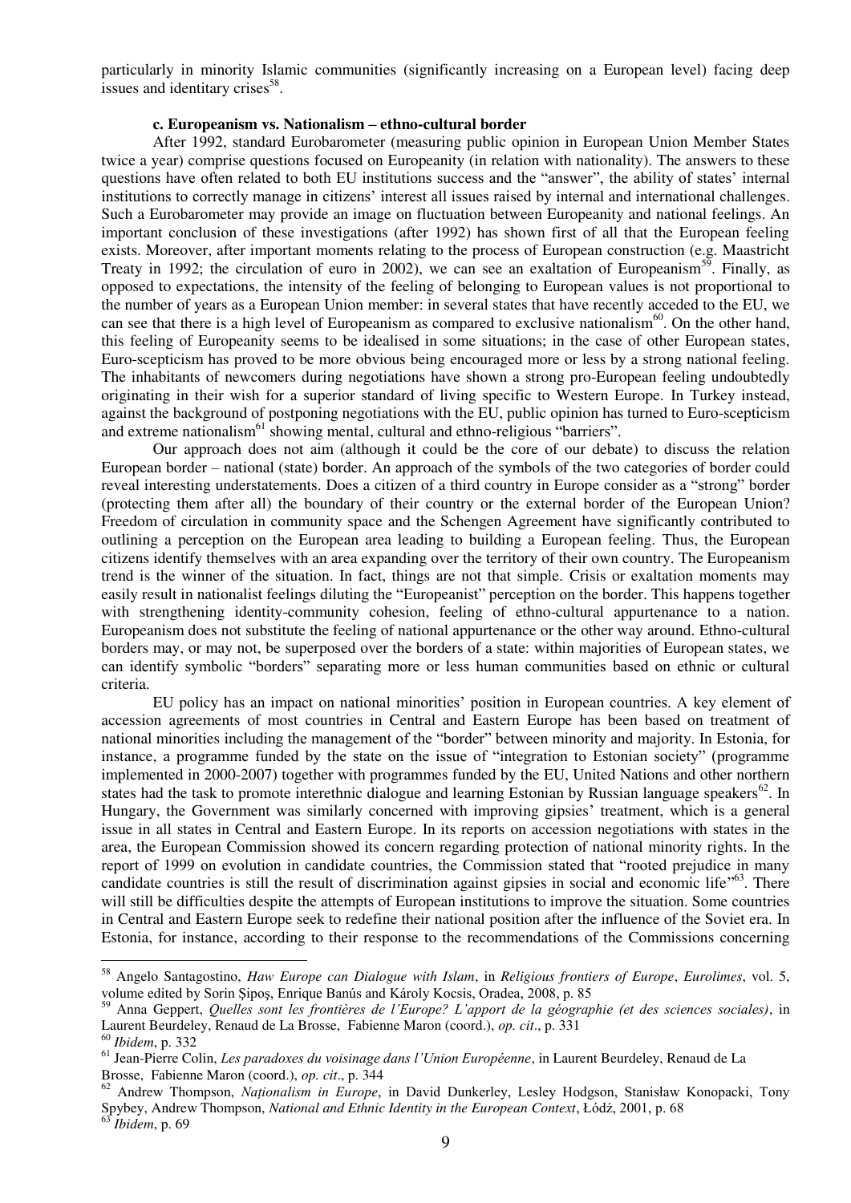particularly in minority Islamic communities (significantly increasing on a European level) facing deep issues and identitary crises[58].

#### c. Europeanism vs. Nationalism – ethno-cultural border

After 1992, standard Eurobarometer (measuring public opinion in European Union Member States twice a year) comprise questions focused on Europeanity (in relation with nationality). The answers to these questions have often related to both EU institutions success and the "answer", the ability of states' internal institutions to correctly manage in citizens' interest all issues raised by internal and international challenges. Such a Eurobarometer may provide an image on fluctuation between Europeanity and national feelings. An important conclusion of these investigations (after 1992) has shown first of all that the European feeling exists. Moreover, after important moments relating to the process of European construction (e.g. Maastricht Treaty in 1992; the circulation of euro in 2002), we can see an exaltation of Europeanism[59]. Finally, as opposed to expectations, the intensity of the feeling of belonging to European values is not proportional to the number of years as a European Union member: in several states that have recently acceded to the EU, we can see that there is a high level of Europeanism as compared to exclusive nationalism[60]. On the other hand, this feeling of Europeanity seems to be idealised in some situations; in the case of other European states, Euro-scepticism has proved to be more obvious being encouraged more or less by a strong national feeling. The inhabitants of newcomers during negotiations have shown a strong pro-European feeling undoubtedly originating in their wish for a superior standard of living specific to Western Europe. In Turkey instead, against the background of postponing negotiations with the EU, public opinion has turned to Euro-scepticism and extreme nationalism[61] showing mental, cultural and ethno-religious "barriers".

Our approach does not aim (although it could be the core of our debate) to discuss the relation European border – national (state) border. An approach of the symbols of the two categories of border could reveal interesting understatements. Does a citizen of a third country in Europe consider as a "strong" border (protecting them after all) the boundary of their country or the external border of the European Union? Freedom of circulation in community space and the Schengen Agreement have significantly contributed to outlining a perception on the European area leading to building a European feeling. Thus, the European citizens identify themselves with an area expanding over the territory of their own country. The Europeanism trend is the winner of the situation. In fact, things are not that simple. Crisis or exaltation moments may easily result in nationalist feelings diluting the "Europeanist" perception on the border. This happens together with strengthening identity-community cohesion, feeling of ethno-cultural appurtenance to a nation. Europeanism does not substitute the feeling of national appurtenance or the other way around. Ethno-cultural borders may, or may not, be superposed over the borders of a state: within majorities of European states, we can identify symbolic "borders" separating more or less human communities based on ethnic or cultural criteria.

EU policy has an impact on national minorities' position in European countries. A key element of accession agreements of most countries in Central and Eastern Europe has been based on treatment of national minorities including the management of the "border" between minority and majority. In Estonia, for instance, a programme funded by the state on the issue of "integration to Estonian society" (programme implemented in 2000-2007) together with programmes funded by the EU, United Nations and other northern states had the task to promote interethnic dialogue and learning Estonian by Russian language speakers[62]. In Hungary, the Government was similarly concerned with improving gipsies' treatment, which is a general issue in all states in Central and Eastern Europe. In its reports on accession negotiations with states in the area, the European Commission showed its concern regarding protection of national minority rights. In the report of 1999 on evolution in candidate countries, the Commission stated that "rooted prejudice in many candidate countries is still the result of discrimination against gipsies in social and economic life"[63]. There will still be difficulties despite the attempts of European institutions to improve the situation. Some countries in Central and Eastern Europe seek to redefine their national position after the influence of the Soviet era. In Estonia, for instance, according to their response to the recommendations of the Commissions concerning

---

[58] Angelo Santagostino, *Haw Europe can Dialogue with Islam*, in *Religious frontiers of Europe*, *Eurolimes*, vol. 5, volume edited by Sorin Șipoș, Enrique Banús and Károly Kocsis, Oradea, 2008, p. 85

[59] Anna Geppert, *Quelles sont les frontières de l'Europe? L'apport de la géographie (et des sciences sociales)*, in Laurent Beurdeley, Renaud de La Brosse, Fabienne Maron (coord.), *op. cit*., p. 331

[60] *Ibidem*, p. 332

[61] Jean-Pierre Colin, *Les paradoxes du voisinage dans l'Union Européenne*, in Laurent Beurdeley, Renaud de La Brosse, Fabienne Maron (coord.), *op. cit*., p. 344

[62] Andrew Thompson, *Naționalism in Europe*, in David Dunkerley, Lesley Hodgson, Stanisław Konopacki, Tony Spybey, Andrew Thompson, *National and Ethnic Identity in the European Context*, Łódź, 2001, p. 68

[63] *Ibidem*, p. 69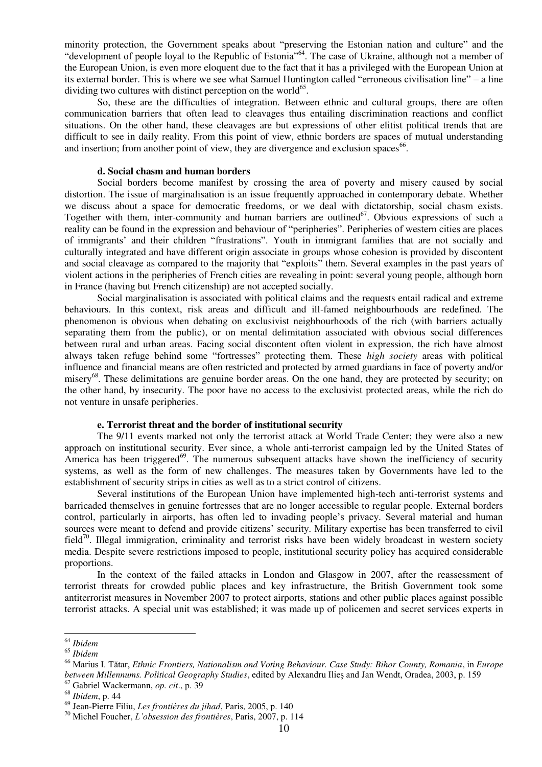minority protection, the Government speaks about "preserving the Estonian nation and culture" and the "development of people loyal to the Republic of Estonia"[64]. The case of Ukraine, although not a member of the European Union, is even more eloquent due to the fact that it has a privileged with the European Union at its external border. This is where we see what Samuel Huntington called "erroneous civilisation line" – a line dividing two cultures with distinct perception on the world[65].

So, these are the difficulties of integration. Between ethnic and cultural groups, there are often communication barriers that often lead to cleavages thus entailing discrimination reactions and conflict situations. On the other hand, these cleavages are but expressions of other elitist political trends that are difficult to see in daily reality. From this point of view, ethnic borders are spaces of mutual understanding and insertion; from another point of view, they are divergence and exclusion spaces[66].

#### d. Social chasm and human borders

Social borders become manifest by crossing the area of poverty and misery caused by social distortion. The issue of marginalisation is an issue frequently approached in contemporary debate. Whether we discuss about a space for democratic freedoms, or we deal with dictatorship, social chasm exists. Together with them, inter-community and human barriers are outlined[67]. Obvious expressions of such a reality can be found in the expression and behaviour of "peripheries". Peripheries of western cities are places of immigrants' and their children "frustrations". Youth in immigrant families that are not socially and culturally integrated and have different origin associate in groups whose cohesion is provided by discontent and social cleavage as compared to the majority that "exploits" them. Several examples in the past years of violent actions in the peripheries of French cities are revealing in point: several young people, although born in France (having but French citizenship) are not accepted socially.

Social marginalisation is associated with political claims and the requests entail radical and extreme behaviours. In this context, risk areas and difficult and ill-famed neighbourhoods are redefined. The phenomenon is obvious when debating on exclusivist neighbourhoods of the rich (with barriers actually separating them from the public), or on mental delimitation associated with obvious social differences between rural and urban areas. Facing social discontent often violent in expression, the rich have almost always taken refuge behind some "fortresses" protecting them. These *high society* areas with political influence and financial means are often restricted and protected by armed guardians in face of poverty and/or misery[68]. These delimitations are genuine border areas. On the one hand, they are protected by security; on the other hand, by insecurity. The poor have no access to the exclusivist protected areas, while the rich do not venture in unsafe peripheries.

#### e. Terrorist threat and the border of institutional security

The 9/11 events marked not only the terrorist attack at World Trade Center; they were also a new approach on institutional security. Ever since, a whole anti-terrorist campaign led by the United States of America has been triggered[69]. The numerous subsequent attacks have shown the inefficiency of security systems, as well as the form of new challenges. The measures taken by Governments have led to the establishment of security strips in cities as well as to a strict control of citizens.

Several institutions of the European Union have implemented high-tech anti-terrorist systems and barricaded themselves in genuine fortresses that are no longer accessible to regular people. External borders control, particularly in airports, has often led to invading people's privacy. Several material and human sources were meant to defend and provide citizens' security. Military expertise has been transferred to civil field[70]. Illegal immigration, criminality and terrorist risks have been widely broadcast in western society media. Despite severe restrictions imposed to people, institutional security policy has acquired considerable proportions.

In the context of the failed attacks in London and Glasgow in 2007, after the reassessment of terrorist threats for crowded public places and key infrastructure, the British Government took some antiterrorist measures in November 2007 to protect airports, stations and other public places against possible terrorist attacks. A special unit was established; it was made up of policemen and secret services experts in

---

[64] *Ibidem*

[65] *Ibidem*

[66] Marius I. Tătar, *Ethnic Frontiers, Nationalism and Voting Behaviour. Case Study: Bihor County, Romania*, in *Europe between Millennums. Political Geography Studies*, edited by Alexandru Ilieş and Jan Wendt, Oradea, 2003, p. 159

[67] Gabriel Wackermann, *op. cit*., p. 39

[68] *Ibidem*, p. 44

[69] Jean-Pierre Filiu, *Les frontières du jihad*, Paris, 2005, p. 140

[70] Michel Foucher, *L'obsession des frontières*, Paris, 2007, p. 114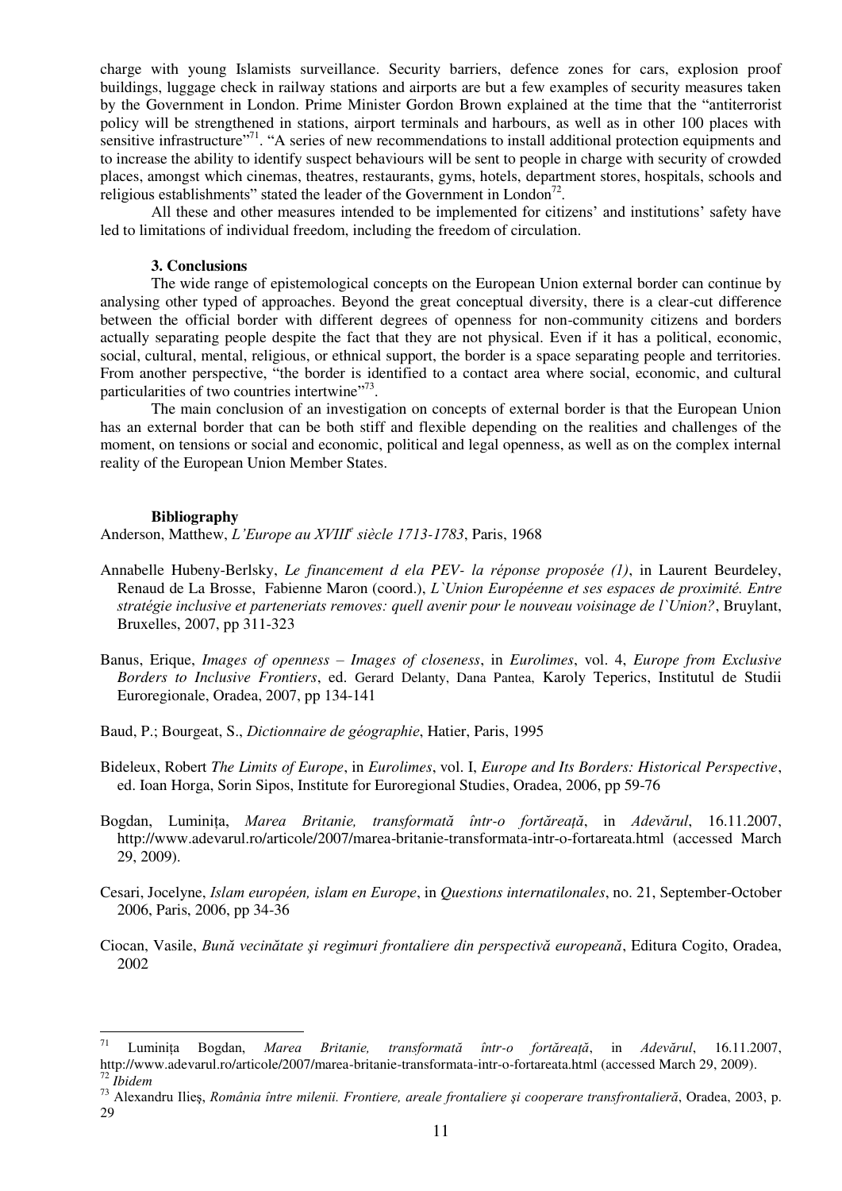charge with young Islamists surveillance. Security barriers, defence zones for cars, explosion proof buildings, luggage check in railway stations and airports are but a few examples of security measures taken by the Government in London. Prime Minister Gordon Brown explained at the time that the "antiterrorist policy will be strengthened in stations, airport terminals and harbours, as well as in other 100 places with sensitive infrastructure"[71]. "A series of new recommendations to install additional protection equipments and to increase the ability to identify suspect behaviours will be sent to people in charge with security of crowded places, amongst which cinemas, theatres, restaurants, gyms, hotels, department stores, hospitals, schools and religious establishments" stated the leader of the Government in London[72].

All these and other measures intended to be implemented for citizens' and institutions' safety have led to limitations of individual freedom, including the freedom of circulation.

### 3. Conclusions

The wide range of epistemological concepts on the European Union external border can continue by analysing other typed of approaches. Beyond the great conceptual diversity, there is a clear-cut difference between the official border with different degrees of openness for non-community citizens and borders actually separating people despite the fact that they are not physical. Even if it has a political, economic, social, cultural, mental, religious, or ethnical support, the border is a space separating people and territories. From another perspective, "the border is identified to a contact area where social, economic, and cultural particularities of two countries intertwine"[73].

The main conclusion of an investigation on concepts of external border is that the European Union has an external border that can be both stiff and flexible depending on the realities and challenges of the moment, on tensions or social and economic, political and legal openness, as well as on the complex internal reality of the European Union Member States.

### Bibliography

Anderson, Matthew, *L'Europe au XVIII^e siècle 1713-1783*, Paris, 1968

Annabelle Hubeny-Berlsky, *Le financement d ela PEV- la réponse proposée (1)*, in Laurent Beurdeley, Renaud de La Brosse, Fabienne Maron (coord.), *L`Union Européenne et ses espaces de proximité. Entre stratégie inclusive et parteneriats removes: quell avenir pour le nouveau voisinage de l`Union?*, Bruylant, Bruxelles, 2007, pp 311-323

Banus, Erique, *Images of openness – Images of closeness*, in *Eurolimes*, vol. 4, *Europe from Exclusive Borders to Inclusive Frontiers*, ed. Gerard Delanty, Dana Pantea, Karoly Teperics, Institutul de Studii Euroregionale, Oradea, 2007, pp 134-141

Baud, P.; Bourgeat, S., *Dictionnaire de géographie*, Hatier, Paris, 1995

Bideleux, Robert *The Limits of Europe*, in *Eurolimes*, vol. I, *Europe and Its Borders: Historical Perspective*, ed. Ioan Horga, Sorin Sipos, Institute for Euroregional Studies, Oradea, 2006, pp 59-76

Bogdan, Luminița, *Marea Britanie, transformată într-o fortăreață*, in *Adevărul*, 16.11.2007, http://www.adevarul.ro/articole/2007/marea-britanie-transformata-intr-o-fortareata.html (accessed March 29, 2009).

Cesari, Jocelyne, *Islam européen, islam en Europe*, in *Questions internatilonales*, no. 21, September-October 2006, Paris, 2006, pp 34-36

Ciocan, Vasile, *Bună vecinătate şi regimuri frontaliere din perspectivă europeană*, Editura Cogito, Oradea, 2002

---

[71] Luminița Bogdan, *Marea Britanie, transformată într-o fortăreață*, in *Adevărul*, 16.11.2007, http://www.adevarul.ro/articole/2007/marea-britanie-transformata-intr-o-fortareata.html (accessed March 29, 2009).

[72] *Ibidem*

[73] Alexandru Ilieş, *România între milenii. Frontiere, areale frontaliere şi cooperare transfrontalieră*, Oradea, 2003, p. 29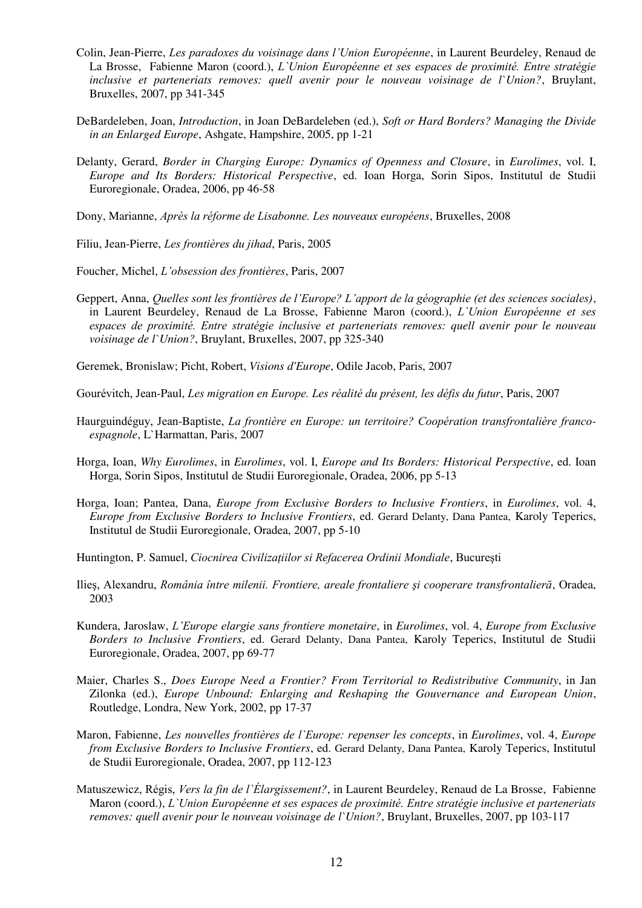Colin, Jean-Pierre, *Les paradoxes du voisinage dans l'Union Européenne*, in Laurent Beurdeley, Renaud de La Brosse, Fabienne Maron (coord.), *L`Union Européenne et ses espaces de proximité. Entre stratégie inclusive et parteneriats removes: quell avenir pour le nouveau voisinage de l`Union?*, Bruylant, Bruxelles, 2007, pp 341-345

DeBardeleben, Joan, *Introduction*, in Joan DeBardeleben (ed.), *Soft or Hard Borders? Managing the Divide in an Enlarged Europe*, Ashgate, Hampshire, 2005, pp 1-21

Delanty, Gerard, *Border in Charging Europe: Dynamics of Openness and Closure*, in *Eurolimes*, vol. I, *Europe and Its Borders: Historical Perspective*, ed. Ioan Horga, Sorin Sipos, Institutul de Studii Euroregionale, Oradea, 2006, pp 46-58

Dony, Marianne, *Après la réforme de Lisabonne. Les nouveaux européens*, Bruxelles, 2008

Filiu, Jean-Pierre, *Les frontières du jihad*, Paris, 2005

Foucher, Michel, *L'obsession des frontières*, Paris, 2007

Geppert, Anna, *Quelles sont les frontières de l'Europe? L'apport de la géographie (et des sciences sociales)*, in Laurent Beurdeley, Renaud de La Brosse, Fabienne Maron (coord.), *L`Union Européenne et ses espaces de proximité. Entre stratégie inclusive et parteneriats removes: quell avenir pour le nouveau voisinage de l`Union?*, Bruylant, Bruxelles, 2007, pp 325-340

Geremek, Bronislaw; Picht, Robert, *Visions d'Europe*, Odile Jacob, Paris, 2007

Gourévitch, Jean-Paul, *Les migration en Europe. Les réalité du présent, les défis du futur*, Paris, 2007

Haurguindéguy, Jean-Baptiste, *La frontière en Europe: un territoire? Coopération transfrontalière franco-espagnole*, L`Harmattan, Paris, 2007

Horga, Ioan, *Why Eurolimes*, in *Eurolimes*, vol. I, *Europe and Its Borders: Historical Perspective*, ed. Ioan Horga, Sorin Sipos, Institutul de Studii Euroregionale, Oradea, 2006, pp 5-13

Horga, Ioan; Pantea, Dana, *Europe from Exclusive Borders to Inclusive Frontiers*, in *Eurolimes*, vol. 4, *Europe from Exclusive Borders to Inclusive Frontiers*, ed. Gerard Delanty, Dana Pantea, Karoly Teperics, Institutul de Studii Euroregionale, Oradea, 2007, pp 5-10

Huntington, P. Samuel, *Ciocnirea Civilizațiilor si Refacerea Ordinii Mondiale*, Bucureşti

Ilieş, Alexandru, *România între milenii. Frontiere, areale frontaliere şi cooperare transfrontalieră*, Oradea, 2003

Kundera, Jaroslaw, *L'Europe elargie sans frontiere monetaire*, in *Eurolimes*, vol. 4, *Europe from Exclusive Borders to Inclusive Frontiers*, ed. Gerard Delanty, Dana Pantea, Karoly Teperics, Institutul de Studii Euroregionale, Oradea, 2007, pp 69-77

Maier, Charles S., *Does Europe Need a Frontier? From Territorial to Redistributive Community*, in Jan Zilonka (ed.), *Europe Unbound: Enlarging and Reshaping the Gouvernance and European Union*, Routledge, Londra, New York, 2002, pp 17-37

Maron, Fabienne, *Les nouvelles frontières de l`Europe: repenser les concepts*, in *Eurolimes*, vol. 4, *Europe from Exclusive Borders to Inclusive Frontiers*, ed. Gerard Delanty, Dana Pantea, Karoly Teperics, Institutul de Studii Euroregionale, Oradea, 2007, pp 112-123

Matuszewicz, Régis, *Vers la fin de l`Élargissement?*, in Laurent Beurdeley, Renaud de La Brosse, Fabienne Maron (coord.), *L`Union Européenne et ses espaces de proximité. Entre stratégie inclusive et parteneriats removes: quell avenir pour le nouveau voisinage de l`Union?*, Bruylant, Bruxelles, 2007, pp 103-117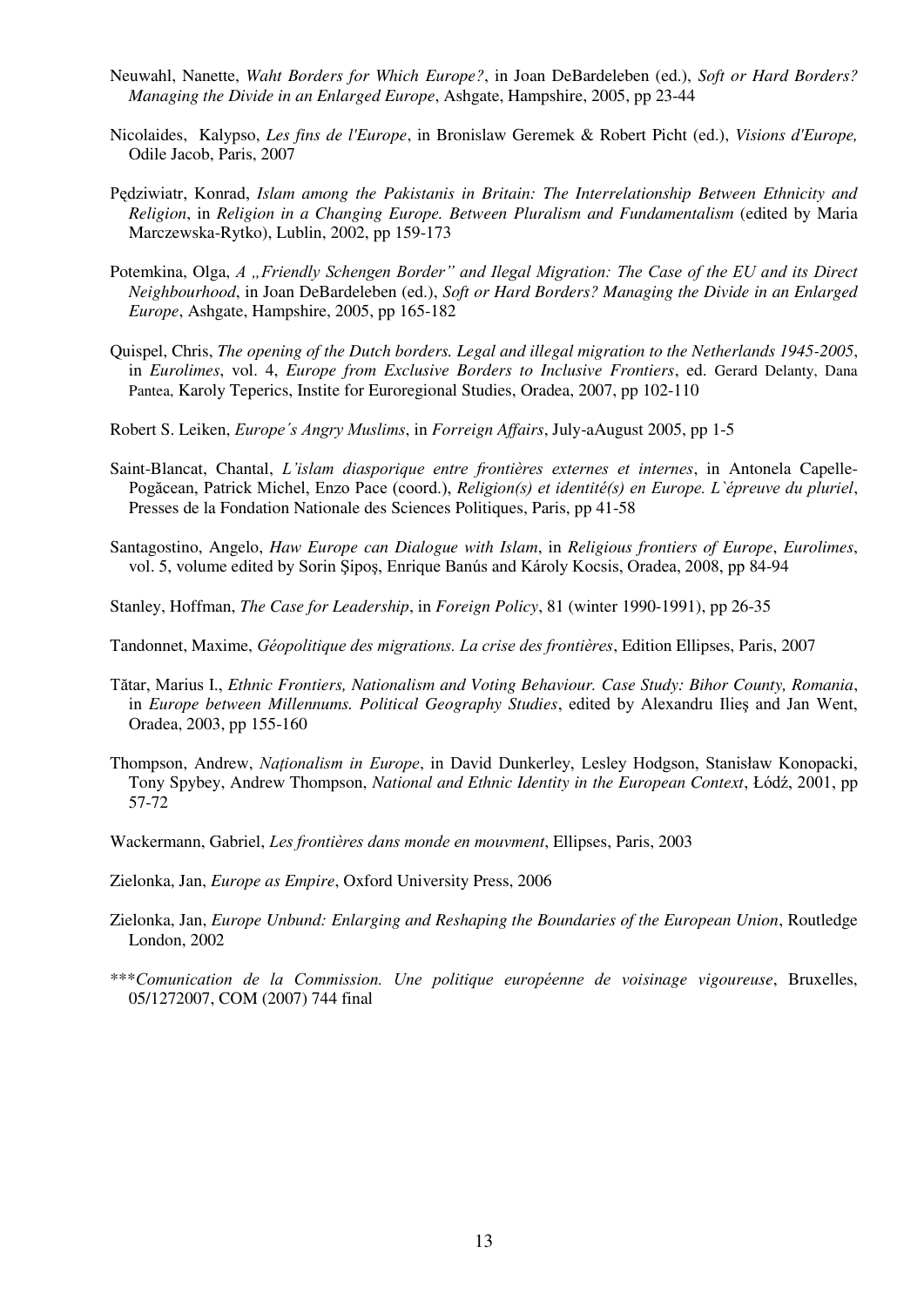Neuwahl, Nanette, *Waht Borders for Which Europe?*, in Joan DeBardeleben (ed.), *Soft or Hard Borders? Managing the Divide in an Enlarged Europe*, Ashgate, Hampshire, 2005, pp 23-44

Nicolaides, Kalypso, *Les fins de l'Europe*, in Bronislaw Geremek & Robert Picht (ed.), *Visions d'Europe,* Odile Jacob, Paris, 2007

Pędziwiatr, Konrad, *Islam among the Pakistanis in Britain: The Interrelationship Between Ethnicity and Religion*, in *Religion in a Changing Europe. Between Pluralism and Fundamentalism* (edited by Maria Marczewska-Rytko), Lublin, 2002, pp 159-173

Potemkina, Olga, *A „Friendly Schengen Border" and Ilegal Migration: The Case of the EU and its Direct Neighbourhood*, in Joan DeBardeleben (ed.), *Soft or Hard Borders? Managing the Divide in an Enlarged Europe*, Ashgate, Hampshire, 2005, pp 165-182

Quispel, Chris, *The opening of the Dutch borders. Legal and illegal migration to the Netherlands 1945-2005*, in *Eurolimes*, vol. 4, *Europe from Exclusive Borders to Inclusive Frontiers*, ed. Gerard Delanty, Dana Pantea, Karoly Teperics, Institue for Euroregional Studies, Oradea, 2007, pp 102-110

Robert S. Leiken, *Europe´s Angry Muslims*, in *Forreign Affairs*, July-aAugust 2005, pp 1-5

Saint-Blancat, Chantal, *L'islam diasporique entre frontières externes et internes*, in Antonela Capelle-Pogăcean, Patrick Michel, Enzo Pace (coord.), *Religion(s) et identité(s) en Europe. L`épreuve du pluriel*, Presses de la Fondation Nationale des Sciences Politiques, Paris, pp 41-58

Santagostino, Angelo, *Haw Europe can Dialogue with Islam*, in *Religious frontiers of Europe*, *Eurolimes*, vol. 5, volume edited by Sorin Şipoş, Enrique Banús and Károly Kocsis, Oradea, 2008, pp 84-94

Stanley, Hoffman, *The Case for Leadership*, in *Foreign Policy*, 81 (winter 1990-1991), pp 26-35

Tandonnet, Maxime, *Géopolitique des migrations. La crise des frontières*, Edition Ellipses, Paris, 2007

Tătar, Marius I., *Ethnic Frontiers, Nationalism and Voting Behaviour. Case Study: Bihor County, Romania*, in *Europe between Millennums. Political Geography Studies*, edited by Alexandru Ilieş and Jan Went, Oradea, 2003, pp 155-160

Thompson, Andrew, *Naționalism in Europe*, in David Dunkerley, Lesley Hodgson, Stanisław Konopacki, Tony Spybey, Andrew Thompson, *National and Ethnic Identity in the European Context*, Łódź, 2001, pp 57-72

Wackermann, Gabriel, *Les frontières dans monde en mouvment*, Ellipses, Paris, 2003

Zielonka, Jan, *Europe as Empire*, Oxford University Press, 2006

Zielonka, Jan, *Europe Unbund: Enlarging and Reshaping the Boundaries of the European Union*, Routledge London, 2002

***Comunication de la Commission. Une politique européenne de voisinage vigoureuse*, Bruxelles, 05/1272007, COM (2007) 744 final